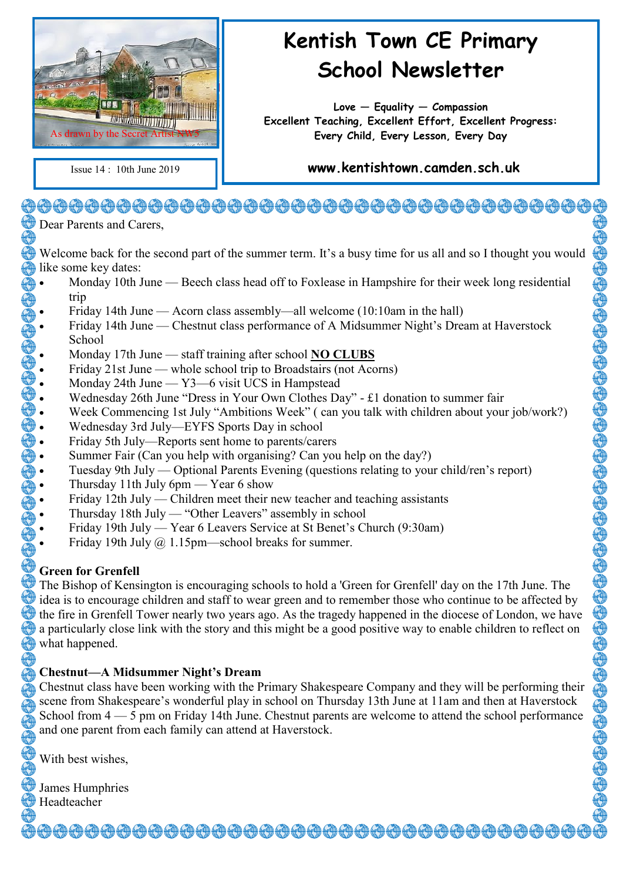As drawn by the Secret Artist NW5

Issue 14 : 10th June 2019

# Kentish Town CE Primary School Newsletter

**Love — Equality — Compassion**
**Excellent Teaching, Excellent Effort, Excellent Progress:**
**Every Child, Every Lesson, Every Day**

**www.kentishtown.camden.sch.uk**

Dear Parents and Carers,

Welcome back for the second part of the summer term. It's a busy time for us all and so I thought you would like some key dates:

- Monday 10th June — Beech class head off to Foxlease in Hampshire for their week long residential trip
- Friday 14th June — Acorn class assembly—all welcome (10:10am in the hall)
- Friday 14th June — Chestnut class performance of A Midsummer Night's Dream at Haverstock School
- Monday 17th June — staff training after school **NO CLUBS**
- Friday 21st June — whole school trip to Broadstairs (not Acorns)
- Monday 24th June — Y3—6 visit UCS in Hampstead
- Wednesday 26th June "Dress in Your Own Clothes Day" - £1 donation to summer fair
- Week Commencing 1st July "Ambitions Week" ( can you talk with children about your job/work?)
- Wednesday 3rd July—EYFS Sports Day in school
- Friday 5th July—Reports sent home to parents/carers
- Summer Fair (Can you help with organising? Can you help on the day?)
- Tuesday 9th July — Optional Parents Evening (questions relating to your child/ren's report)
- Thursday 11th July 6pm — Year 6 show
- Friday 12th July — Children meet their new teacher and teaching assistants
- Thursday 18th July — "Other Leavers" assembly in school
- Friday 19th July — Year 6 Leavers Service at St Benet's Church (9:30am)
- Friday 19th July @ 1.15pm—school breaks for summer.

## Green for Grenfell

The Bishop of Kensington is encouraging schools to hold a 'Green for Grenfell' day on the 17th June. The idea is to encourage children and staff to wear green and to remember those who continue to be affected by the fire in Grenfell Tower nearly two years ago. As the tragedy happened in the diocese of London, we have a particularly close link with the story and this might be a good positive way to enable children to reflect on what happened.

## Chestnut—A Midsummer Night's Dream

Chestnut class have been working with the Primary Shakespeare Company and they will be performing their scene from Shakespeare's wonderful play in school on Thursday 13th June at 11am and then at Haverstock School from 4 — 5 pm on Friday 14th June. Chestnut parents are welcome to attend the school performance and one parent from each family can attend at Haverstock.

With best wishes,

James Humphries
Headteacher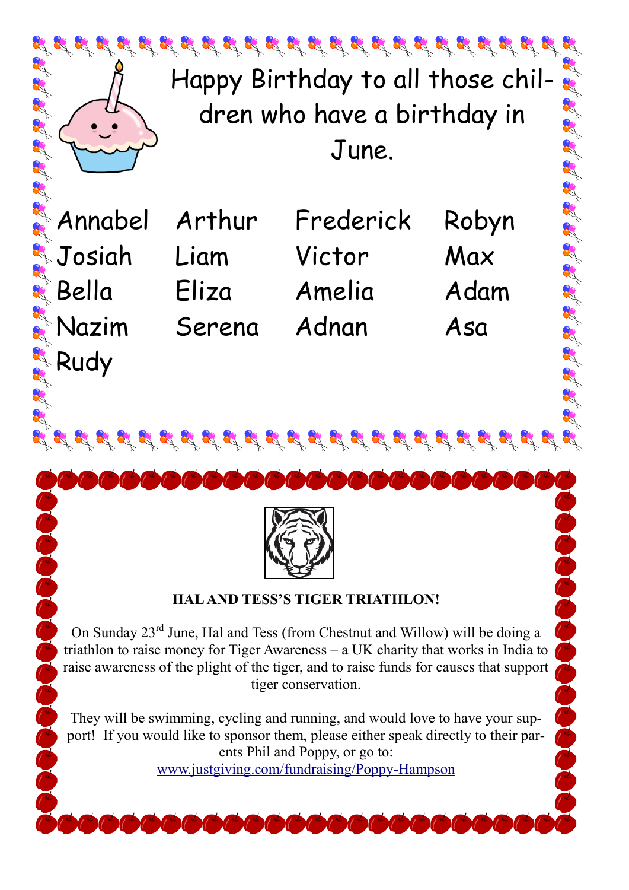# Happy Birthday to all those children who have a birthday in June.

| | | | |
|---|---|---|---|
| Annabel | Arthur | Frederick | Robyn |
| Josiah | Liam | Victor | Max |
| Bella | Eliza | Amelia | Adam |
| Nazim | Serena | Adnan | Asa |
| Rudy | | | |

**HAL AND TESS'S TIGER TRIATHLON!**

On Sunday 23rd June, Hal and Tess (from Chestnut and Willow) will be doing a triathlon to raise money for Tiger Awareness – a UK charity that works in India to raise awareness of the plight of the tiger, and to raise funds for causes that support tiger conservation.

They will be swimming, cycling and running, and would love to have your support! If you would like to sponsor them, please either speak directly to their parents Phil and Poppy, or go to:
www.justgiving.com/fundraising/Poppy-Hampson